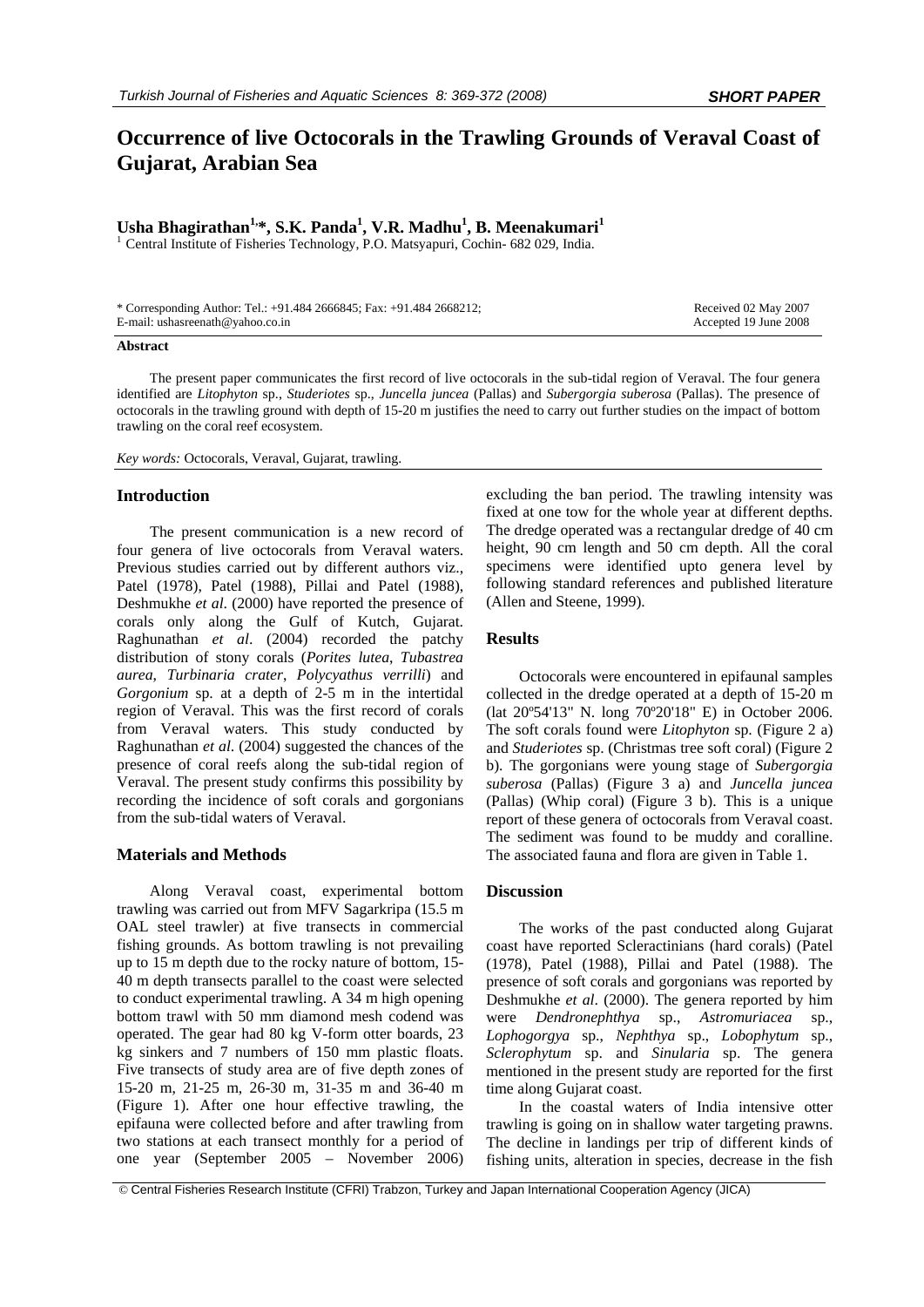**SHORT PAPER**

# Occurrence of live Octocorals in the Trawling Grounds of Veraval Coast of Gujarat, Arabian Sea

**Usha Bhagirathan[1,*], S.K. Panda[1], V.R. Madhu[1], B. Meenakumari[1]**

[1] Central Institute of Fisheries Technology, P.O. Matsyapuri, Cochin- 682 029, India.

\* Corresponding Author: Tel.: +91.484 2666845; Fax: +91.484 2668212; E-mail: ushasreenath@yahoo.co.in

Received 02 May 2007
Accepted 19 June 2008

**Abstract**

The present paper communicates the first record of live octocorals in the sub-tidal region of Veraval. The four genera identified are *Litophyton* sp., *Studeriotes* sp., *Juncella juncea* (Pallas) and *Subergorgia suberosa* (Pallas). The presence of octocorals in the trawling ground with depth of 15-20 m justifies the need to carry out further studies on the impact of bottom trawling on the coral reef ecosystem.

*Key words:* Octocorals, Veraval, Gujarat, trawling.

## Introduction

The present communication is a new record of four genera of live octocorals from Veraval waters. Previous studies carried out by different authors viz., Patel (1978), Patel (1988), Pillai and Patel (1988), Deshmukhe *et al*. (2000) have reported the presence of corals only along the Gulf of Kutch, Gujarat. Raghunathan *et al*. (2004) recorded the patchy distribution of stony corals (*Porites lutea*, *Tubastrea aurea*, *Turbinaria crater*, *Polycyathus verrilli*) and *Gorgonium* sp. at a depth of 2-5 m in the intertidal region of Veraval. This was the first record of corals from Veraval waters. This study conducted by Raghunathan *et al*. (2004) suggested the chances of the presence of coral reefs along the sub-tidal region of Veraval. The present study confirms this possibility by recording the incidence of soft corals and gorgonians from the sub-tidal waters of Veraval.

## Materials and Methods

Along Veraval coast, experimental bottom trawling was carried out from MFV Sagarkripa (15.5 m OAL steel trawler) at five transects in commercial fishing grounds. As bottom trawling is not prevailing up to 15 m depth due to the rocky nature of bottom, 15-40 m depth transects parallel to the coast were selected to conduct experimental trawling. A 34 m high opening bottom trawl with 50 mm diamond mesh codend was operated. The gear had 80 kg V-form otter boards, 23 kg sinkers and 7 numbers of 150 mm plastic floats. Five transects of study area are of five depth zones of 15-20 m, 21-25 m, 26-30 m, 31-35 m and 36-40 m (Figure 1). After one hour effective trawling, the epifauna were collected before and after trawling from two stations at each transect monthly for a period of one year (September 2005 – November 2006) excluding the ban period. The trawling intensity was fixed at one tow for the whole year at different depths. The dredge operated was a rectangular dredge of 40 cm height, 90 cm length and 50 cm depth. All the coral specimens were identified upto genera level by following standard references and published literature (Allen and Steene, 1999).

## Results

Octocorals were encountered in epifaunal samples collected in the dredge operated at a depth of 15-20 m (lat 20º54'13" N. long 70º20'18" E) in October 2006. The soft corals found were *Litophyton* sp. (Figure 2 a) and *Studeriotes* sp. (Christmas tree soft coral) (Figure 2 b). The gorgonians were young stage of *Subergorgia suberosa* (Pallas) (Figure 3 a) and *Juncella juncea* (Pallas) (Whip coral) (Figure 3 b). This is a unique report of these genera of octocorals from Veraval coast. The sediment was found to be muddy and coralline. The associated fauna and flora are given in Table 1.

## Discussion

The works of the past conducted along Gujarat coast have reported Scleractinians (hard corals) (Patel (1978), Patel (1988), Pillai and Patel (1988). The presence of soft corals and gorgonians was reported by Deshmukhe *et al*. (2000). The genera reported by him were *Dendronephthya* sp., *Astromuriacea* sp., *Lophogorgya* sp., *Nephthya* sp., *Lobophytum* sp., *Sclerophytum* sp. and *Sinularia* sp. The genera mentioned in the present study are reported for the first time along Gujarat coast.

In the coastal waters of India intensive otter trawling is going on in shallow water targeting prawns. The decline in landings per trip of different kinds of fishing units, alteration in species, decrease in the fish

© Central Fisheries Research Institute (CFRI) Trabzon, Turkey and Japan International Cooperation Agency (JICA)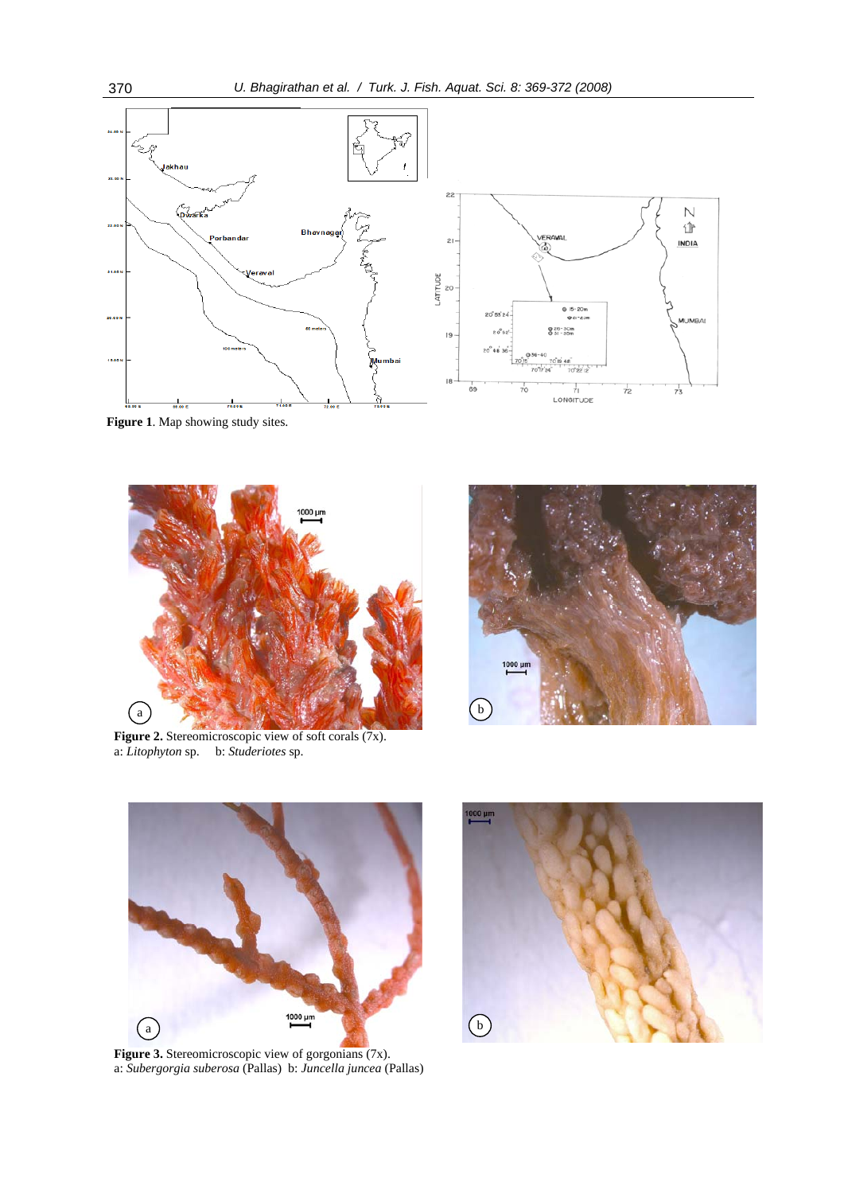**Figure 1**. Map showing study sites.

**Figure 2.** Stereomicroscopic view of soft corals (7x).
a: *Litophyton* sp. b: *Studeriotes* sp.

**Figure 3.** Stereomicroscopic view of gorgonians (7x).
a: *Subergorgia suberosa* (Pallas) b: *Juncella juncea* (Pallas)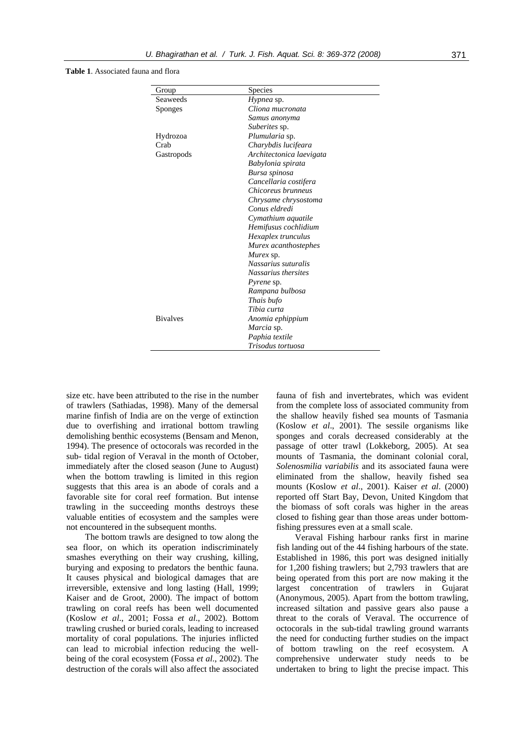**Table 1**. Associated fauna and flora

| Group | Species |
|---|---|
| Seaweeds | *Hypnea* sp. |
| Sponges | *Cliona mucronata* |
| | *Samus anonyma* |
| | *Suberites* sp. |
| Hydrozoa | *Plumularia* sp. |
| Crab | *Charybdis lucifeara* |
| Gastropods | *Architectonica laevigata* |
| | *Babylonia spirata* |
| | *Bursa spinosa* |
| | *Cancellaria costifera* |
| | *Chicoreus brunneus* |
| | *Chrysame chrysostoma* |
| | *Conus eldredi* |
| | *Cymathium aquatile* |
| | *Hemifusus cochlidium* |
| | *Hexaplex trunculus* |
| | *Murex acanthostephes* |
| | *Murex* sp. |
| | *Nassarius suturalis* |
| | *Nassarius thersites* |
| | *Pyrene* sp. |
| | *Rampana bulbosa* |
| | *Thais bufo* |
| | *Tibia curta* |
| Bivalves | *Anomia ephippium* |
| | *Marcia* sp. |
| | *Paphia textile* |
| | *Trisodus tortuosa* |

size etc. have been attributed to the rise in the number of trawlers (Sathiadas, 1998). Many of the demersal marine finfish of India are on the verge of extinction due to overfishing and irrational bottom trawling demolishing benthic ecosystems (Bensam and Menon, 1994). The presence of octocorals was recorded in the sub- tidal region of Veraval in the month of October, immediately after the closed season (June to August) when the bottom trawling is limited in this region suggests that this area is an abode of corals and a favorable site for coral reef formation. But intense trawling in the succeeding months destroys these valuable entities of ecosystem and the samples were not encountered in the subsequent months.

The bottom trawls are designed to tow along the sea floor, on which its operation indiscriminately smashes everything on their way crushing, killing, burying and exposing to predators the benthic fauna. It causes physical and biological damages that are irreversible, extensive and long lasting (Hall, 1999; Kaiser and de Groot, 2000). The impact of bottom trawling on coral reefs has been well documented (Koslow *et al*., 2001; Fossa *et al*., 2002). Bottom trawling crushed or buried corals, leading to increased mortality of coral populations. The injuries inflicted can lead to microbial infection reducing the well-being of the coral ecosystem (Fossa *et al*., 2002). The destruction of the corals will also affect the associated fauna of fish and invertebrates, which was evident from the complete loss of associated community from the shallow heavily fished sea mounts of Tasmania (Koslow *et al*., 2001). The sessile organisms like sponges and corals decreased considerably at the passage of otter trawl (Lokkeborg, 2005). At sea mounts of Tasmania, the dominant colonial coral, *Solenosmilia variabilis* and its associated fauna were eliminated from the shallow, heavily fished sea mounts (Koslow *et al*., 2001). Kaiser *et al*. (2000) reported off Start Bay, Devon, United Kingdom that the biomass of soft corals was higher in the areas closed to fishing gear than those areas under bottom-fishing pressures even at a small scale.

Veraval Fishing harbour ranks first in marine fish landing out of the 44 fishing harbours of the state. Established in 1986, this port was designed initially for 1,200 fishing trawlers; but 2,793 trawlers that are being operated from this port are now making it the largest concentration of trawlers in Gujarat (Anonymous, 2005). Apart from the bottom trawling, increased siltation and passive gears also pause a threat to the corals of Veraval. The occurrence of octocorals in the sub-tidal trawling ground warrants the need for conducting further studies on the impact of bottom trawling on the reef ecosystem. A comprehensive underwater study needs to be undertaken to bring to light the precise impact. This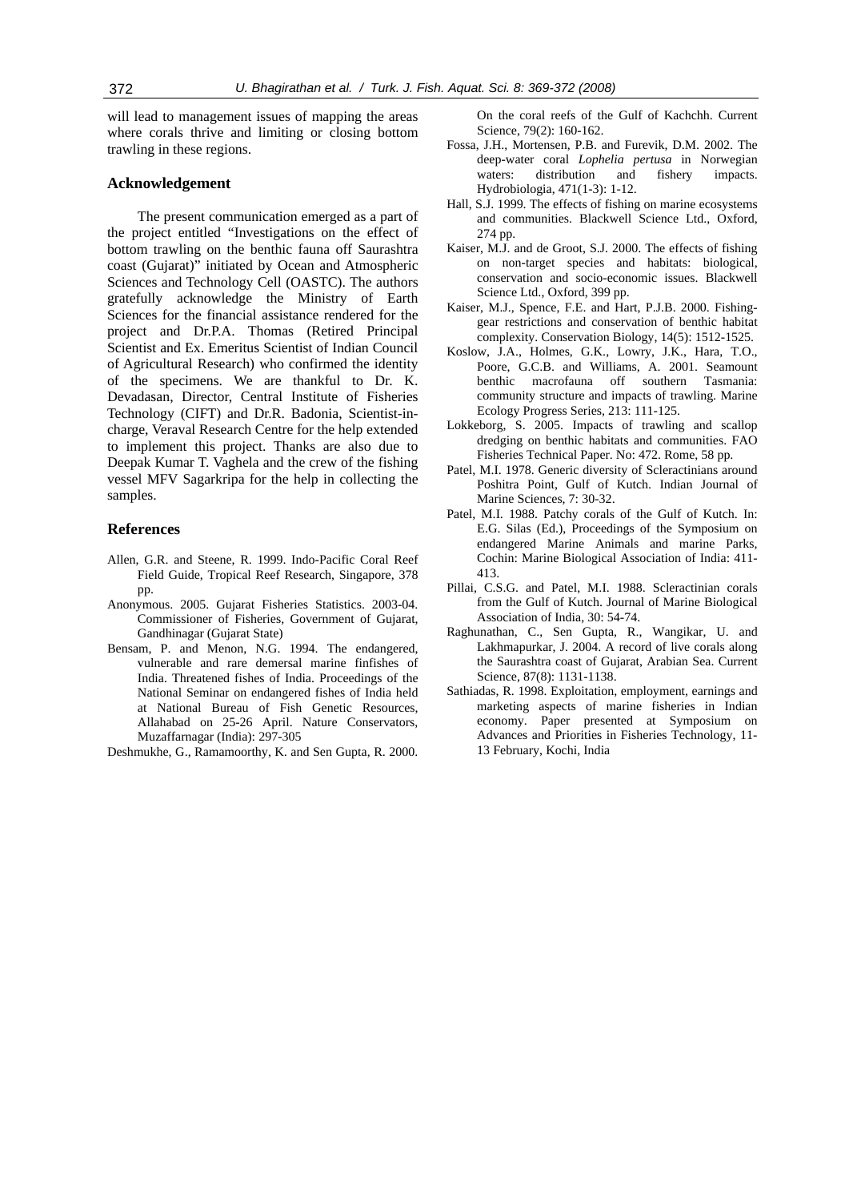will lead to management issues of mapping the areas where corals thrive and limiting or closing bottom trawling in these regions.

## Acknowledgement

The present communication emerged as a part of the project entitled "Investigations on the effect of bottom trawling on the benthic fauna off Saurashtra coast (Gujarat)" initiated by Ocean and Atmospheric Sciences and Technology Cell (OASTC). The authors gratefully acknowledge the Ministry of Earth Sciences for the financial assistance rendered for the project and Dr.P.A. Thomas (Retired Principal Scientist and Ex. Emeritus Scientist of Indian Council of Agricultural Research) who confirmed the identity of the specimens. We are thankful to Dr. K. Devadasan, Director, Central Institute of Fisheries Technology (CIFT) and Dr.R. Badonia, Scientist-in-charge, Veraval Research Centre for the help extended to implement this project. Thanks are also due to Deepak Kumar T. Vaghela and the crew of the fishing vessel MFV Sagarkripa for the help in collecting the samples.

## References

Allen, G.R. and Steene, R. 1999. Indo-Pacific Coral Reef Field Guide, Tropical Reef Research, Singapore, 378 pp.

Anonymous. 2005. Gujarat Fisheries Statistics. 2003-04. Commissioner of Fisheries, Government of Gujarat, Gandhinagar (Gujarat State)

Bensam, P. and Menon, N.G. 1994. The endangered, vulnerable and rare demersal marine finfishes of India. Threatened fishes of India. Proceedings of the National Seminar on endangered fishes of India held at National Bureau of Fish Genetic Resources, Allahabad on 25-26 April. Nature Conservators, Muzaffarnagar (India): 297-305

Deshmukhe, G., Ramamoorthy, K. and Sen Gupta, R. 2000. On the coral reefs of the Gulf of Kachchh. Current Science, 79(2): 160-162.

Fossa, J.H., Mortensen, P.B. and Furevik, D.M. 2002. The deep-water coral *Lophelia pertusa* in Norwegian waters: distribution and fishery impacts. Hydrobiologia, 471(1-3): 1-12.

Hall, S.J. 1999. The effects of fishing on marine ecosystems and communities. Blackwell Science Ltd., Oxford, 274 pp.

Kaiser, M.J. and de Groot, S.J. 2000. The effects of fishing on non-target species and habitats: biological, conservation and socio-economic issues. Blackwell Science Ltd., Oxford, 399 pp.

Kaiser, M.J., Spence, F.E. and Hart, P.J.B. 2000. Fishing-gear restrictions and conservation of benthic habitat complexity. Conservation Biology, 14(5): 1512-1525.

Koslow, J.A., Holmes, G.K., Lowry, J.K., Hara, T.O., Poore, G.C.B. and Williams, A. 2001. Seamount benthic macrofauna off southern Tasmania: community structure and impacts of trawling. Marine Ecology Progress Series, 213: 111-125.

Lokkeborg, S. 2005. Impacts of trawling and scallop dredging on benthic habitats and communities. FAO Fisheries Technical Paper. No: 472. Rome, 58 pp.

Patel, M.I. 1978. Generic diversity of Scleractinians around Poshitra Point, Gulf of Kutch. Indian Journal of Marine Sciences, 7: 30-32.

Patel, M.I. 1988. Patchy corals of the Gulf of Kutch. In: E.G. Silas (Ed.), Proceedings of the Symposium on endangered Marine Animals and marine Parks, Cochin: Marine Biological Association of India: 411-413.

Pillai, C.S.G. and Patel, M.I. 1988. Scleractinian corals from the Gulf of Kutch. Journal of Marine Biological Association of India, 30: 54-74.

Raghunathan, C., Sen Gupta, R., Wangikar, U. and Lakhmapurkar, J. 2004. A record of live corals along the Saurashtra coast of Gujarat, Arabian Sea. Current Science, 87(8): 1131-1138.

Sathiadas, R. 1998. Exploitation, employment, earnings and marketing aspects of marine fisheries in Indian economy. Paper presented at Symposium on Advances and Priorities in Fisheries Technology, 11-13 February, Kochi, India